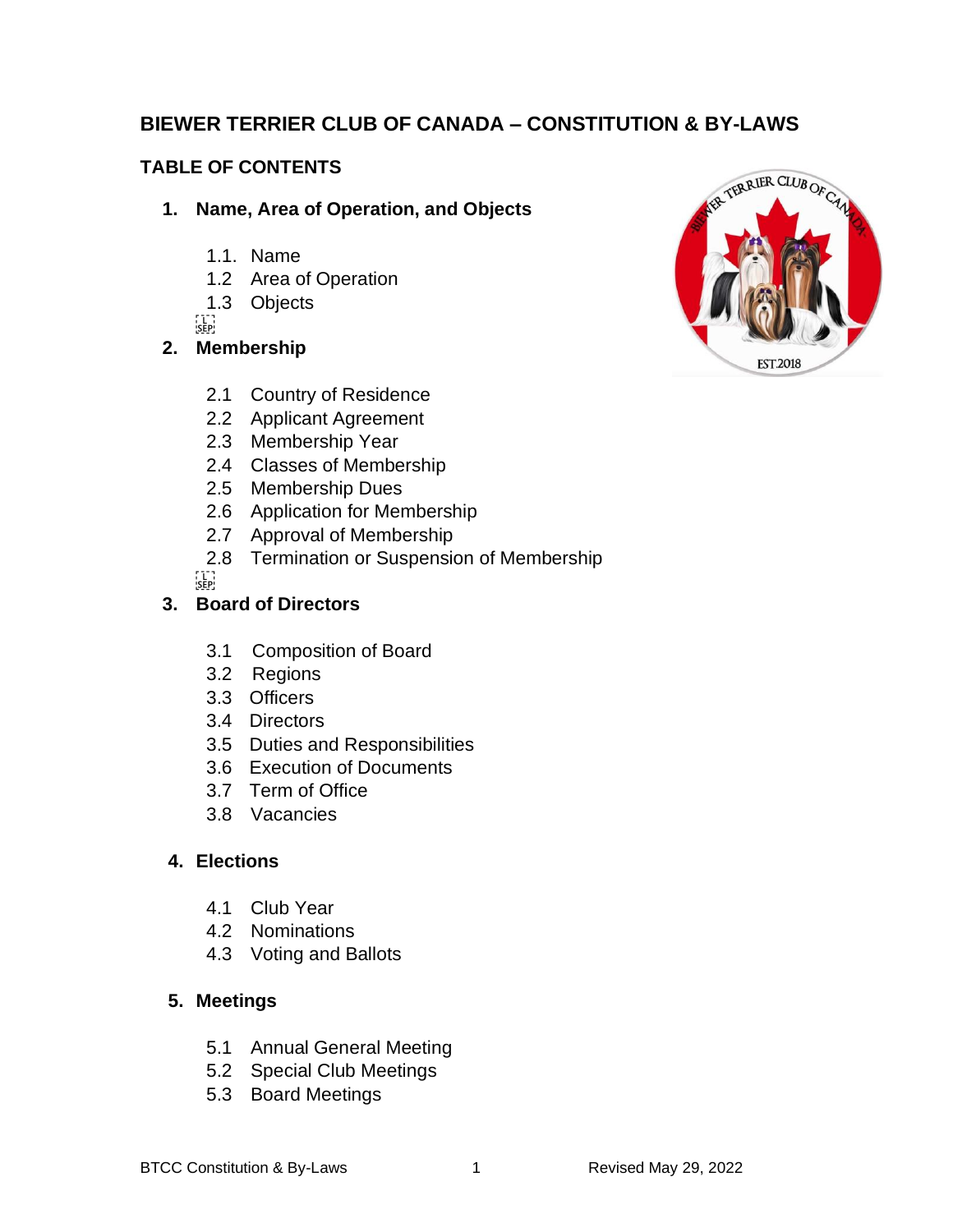# BIEWER TERRIER CLUB OF CANADA – CONSTITUTION & BY-LAWS

## TABLE OF CONTENTS

**1. Name, Area of Operation, and Objects**

- 1.1. Name
- 1.2 Area of Operation
- 1.3 Objects

**2. Membership**

- 2.1 Country of Residence
- 2.2 Applicant Agreement
- 2.3 Membership Year
- 2.4 Classes of Membership
- 2.5 Membership Dues
- 2.6 Application for Membership
- 2.7 Approval of Membership
- 2.8 Termination or Suspension of Membership

**3. Board of Directors**

- 3.1 Composition of Board
- 3.2 Regions
- 3.3 Officers
- 3.4 Directors
- 3.5 Duties and Responsibilities
- 3.6 Execution of Documents
- 3.7 Term of Office
- 3.8 Vacancies

**4. Elections**

- 4.1 Club Year
- 4.2 Nominations
- 4.3 Voting and Ballots

**5. Meetings**

- 5.1 Annual General Meeting
- 5.2 Special Club Meetings
- 5.3 Board Meetings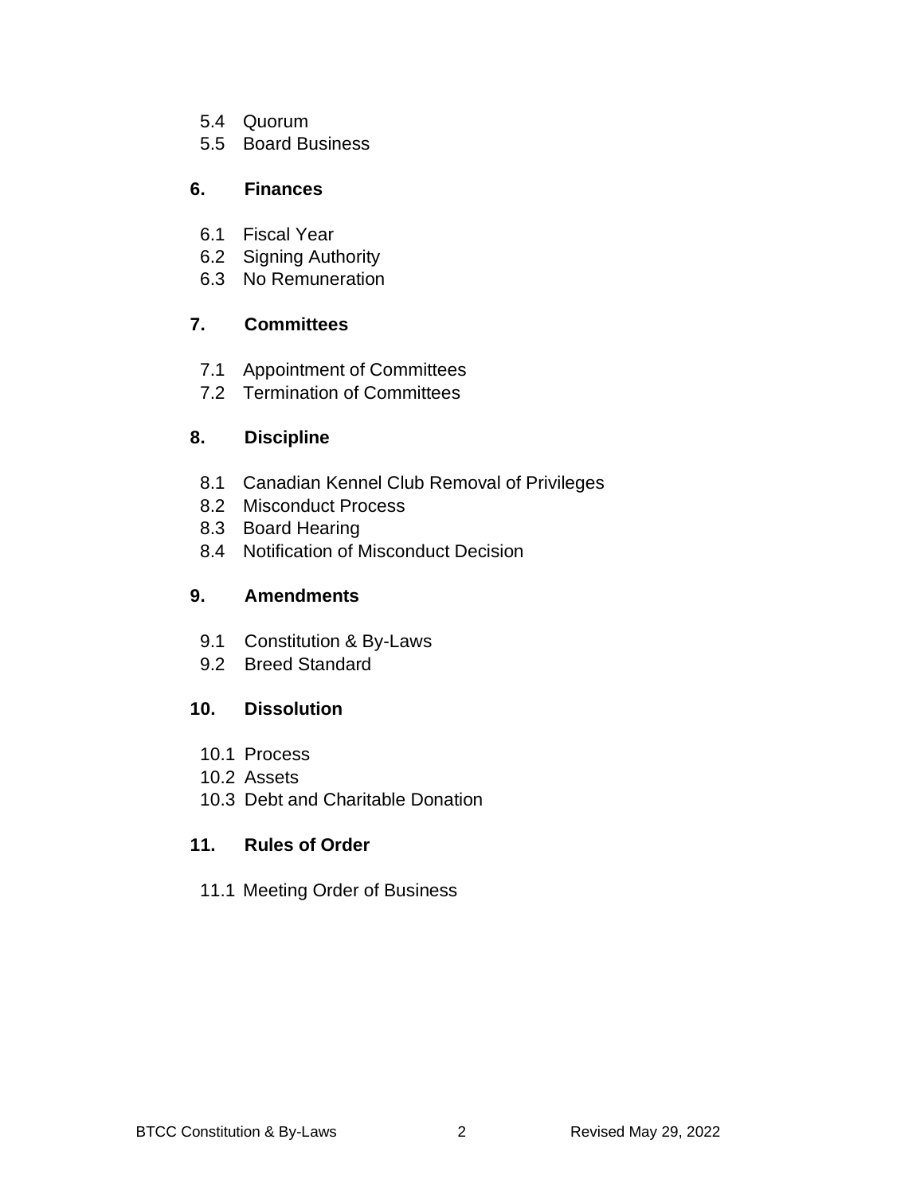5.4 Quorum
5.5 Board Business

**6. Finances**

6.1 Fiscal Year
6.2 Signing Authority
6.3 No Remuneration

**7. Committees**

7.1 Appointment of Committees
7.2 Termination of Committees

**8. Discipline**

8.1 Canadian Kennel Club Removal of Privileges
8.2 Misconduct Process
8.3 Board Hearing
8.4 Notification of Misconduct Decision

**9. Amendments**

9.1 Constitution & By-Laws
9.2 Breed Standard

**10. Dissolution**

10.1 Process
10.2 Assets
10.3 Debt and Charitable Donation

**11. Rules of Order**

11.1 Meeting Order of Business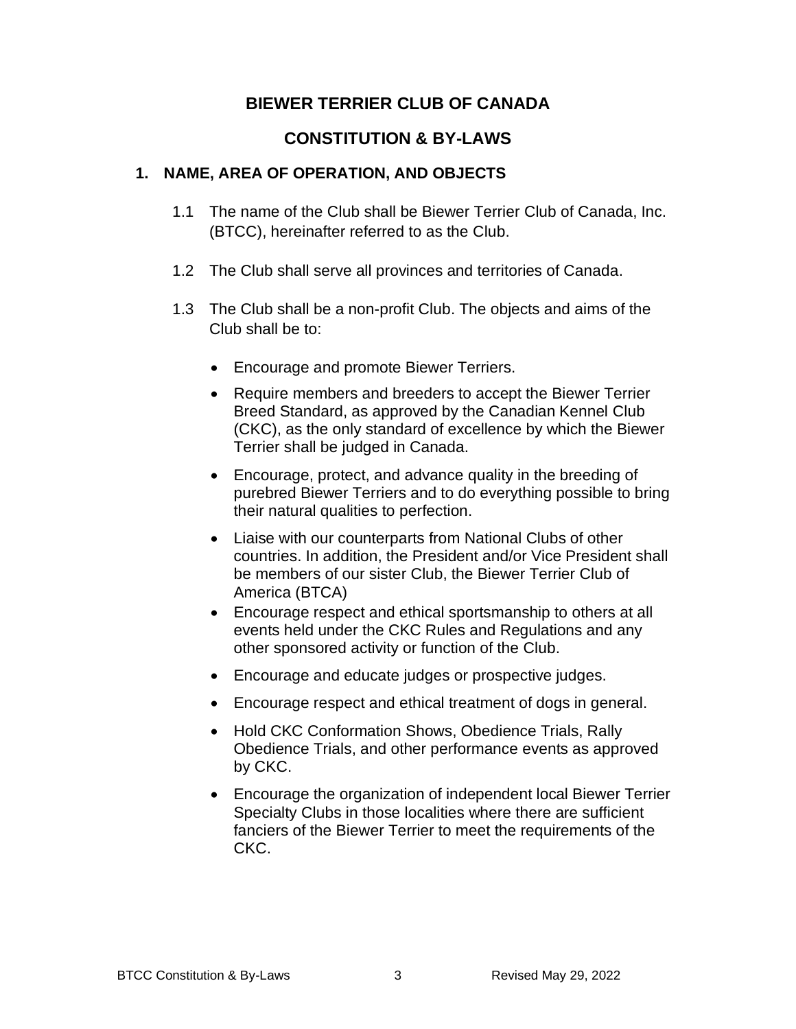# BIEWER TERRIER CLUB OF CANADA

# CONSTITUTION & BY-LAWS

## 1. NAME, AREA OF OPERATION, AND OBJECTS

1.1 The name of the Club shall be Biewer Terrier Club of Canada, Inc. (BTCC), hereinafter referred to as the Club.

1.2 The Club shall serve all provinces and territories of Canada.

1.3 The Club shall be a non-profit Club. The objects and aims of the Club shall be to:

- Encourage and promote Biewer Terriers.
- Require members and breeders to accept the Biewer Terrier Breed Standard, as approved by the Canadian Kennel Club (CKC), as the only standard of excellence by which the Biewer Terrier shall be judged in Canada.
- Encourage, protect, and advance quality in the breeding of purebred Biewer Terriers and to do everything possible to bring their natural qualities to perfection.
- Liaise with our counterparts from National Clubs of other countries. In addition, the President and/or Vice President shall be members of our sister Club, the Biewer Terrier Club of America (BTCA)
- Encourage respect and ethical sportsmanship to others at all events held under the CKC Rules and Regulations and any other sponsored activity or function of the Club.
- Encourage and educate judges or prospective judges.
- Encourage respect and ethical treatment of dogs in general.
- Hold CKC Conformation Shows, Obedience Trials, Rally Obedience Trials, and other performance events as approved by CKC.
- Encourage the organization of independent local Biewer Terrier Specialty Clubs in those localities where there are sufficient fanciers of the Biewer Terrier to meet the requirements of the CKC.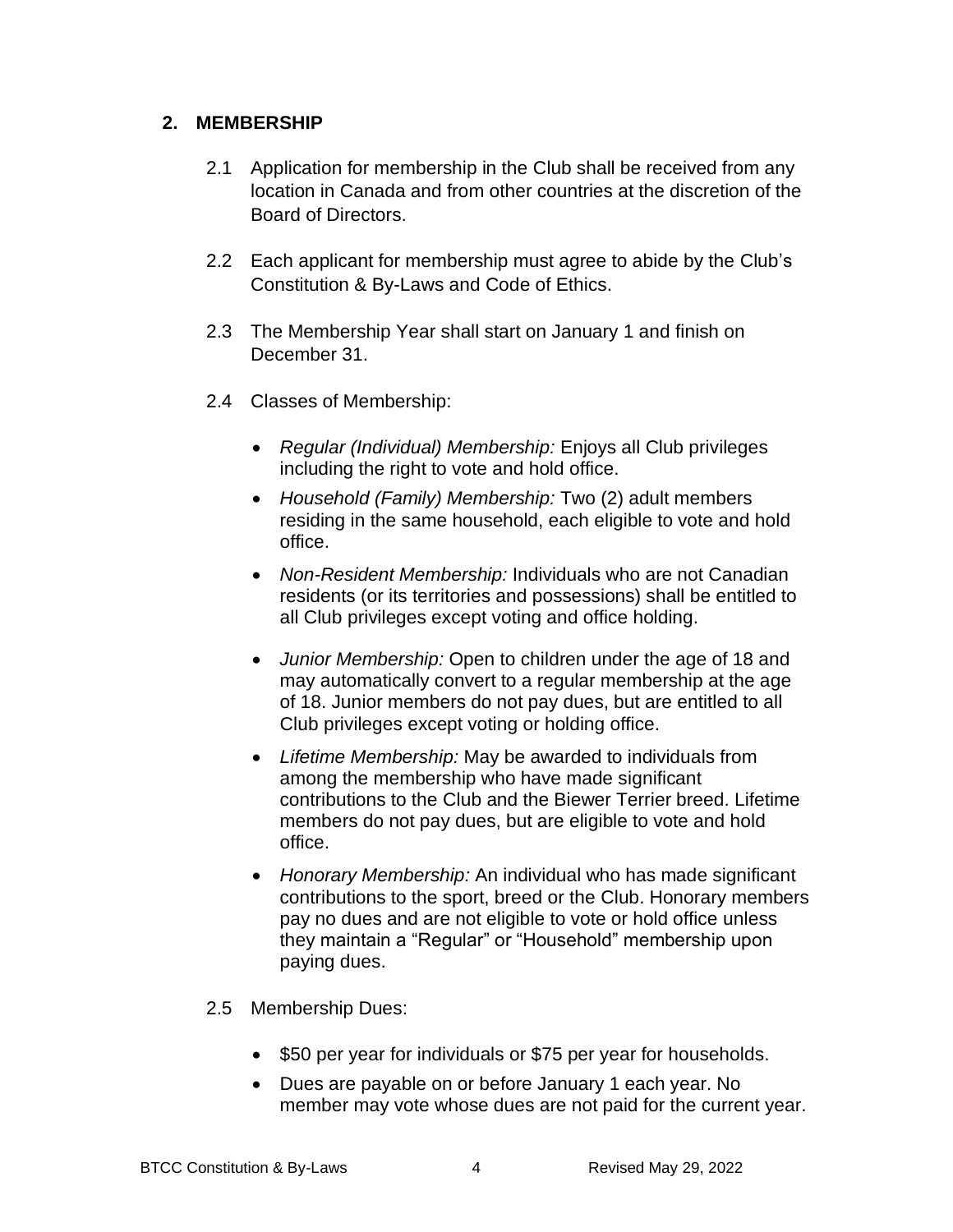## 2. MEMBERSHIP

2.1 Application for membership in the Club shall be received from any location in Canada and from other countries at the discretion of the Board of Directors.

2.2 Each applicant for membership must agree to abide by the Club's Constitution & By-Laws and Code of Ethics.

2.3 The Membership Year shall start on January 1 and finish on December 31.

2.4 Classes of Membership:

- *Regular (Individual) Membership:* Enjoys all Club privileges including the right to vote and hold office.
- *Household (Family) Membership:* Two (2) adult members residing in the same household, each eligible to vote and hold office.
- *Non-Resident Membership:* Individuals who are not Canadian residents (or its territories and possessions) shall be entitled to all Club privileges except voting and office holding.
- *Junior Membership:* Open to children under the age of 18 and may automatically convert to a regular membership at the age of 18. Junior members do not pay dues, but are entitled to all Club privileges except voting or holding office.
- *Lifetime Membership:* May be awarded to individuals from among the membership who have made significant contributions to the Club and the Biewer Terrier breed. Lifetime members do not pay dues, but are eligible to vote and hold office.
- *Honorary Membership:* An individual who has made significant contributions to the sport, breed or the Club. Honorary members pay no dues and are not eligible to vote or hold office unless they maintain a "Regular" or "Household" membership upon paying dues.

2.5 Membership Dues:

- $50 per year for individuals or $75 per year for households.
- Dues are payable on or before January 1 each year. No member may vote whose dues are not paid for the current year.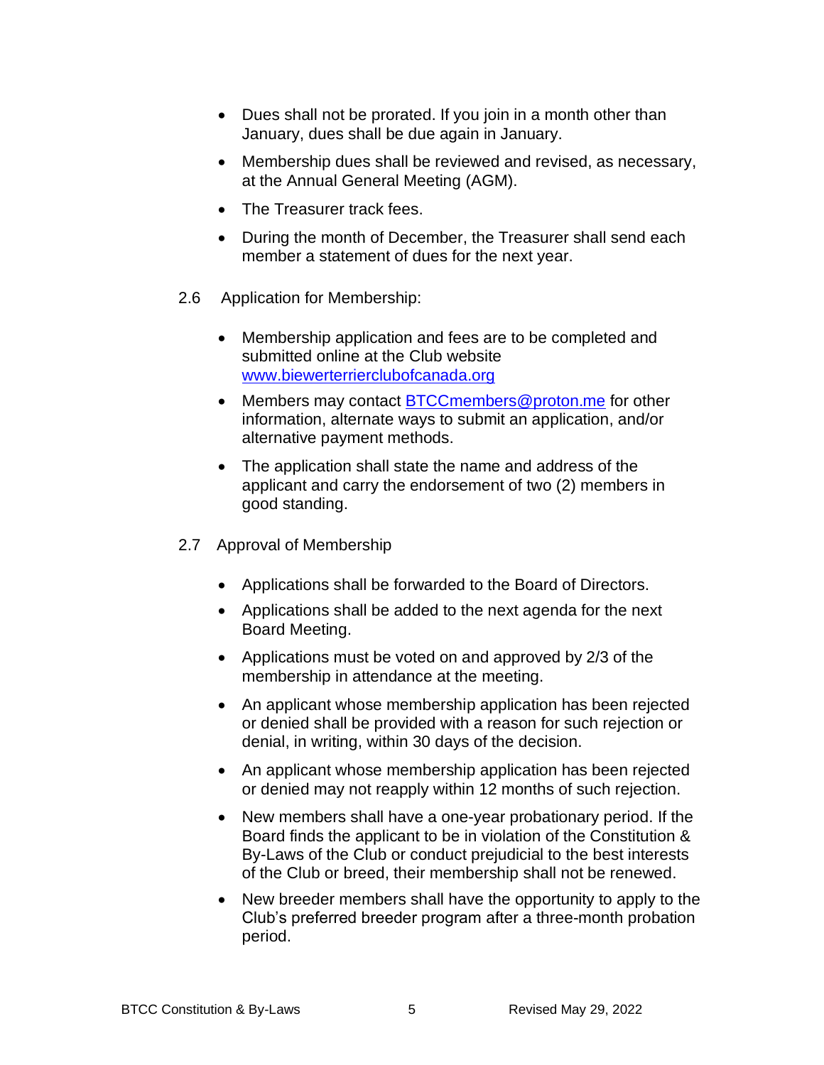- Dues shall not be prorated. If you join in a month other than January, dues shall be due again in January.
- Membership dues shall be reviewed and revised, as necessary, at the Annual General Meeting (AGM).
- The Treasurer track fees.
- During the month of December, the Treasurer shall send each member a statement of dues for the next year.

2.6 Application for Membership:

- Membership application and fees are to be completed and submitted online at the Club website [www.biewerterrierclubofcanada.org](http://www.biewerterrierclubofcanada.org)
- Members may contact [BTCCmembers@proton.me](mailto:BTCCmembers@proton.me) for other information, alternate ways to submit an application, and/or alternative payment methods.
- The application shall state the name and address of the applicant and carry the endorsement of two (2) members in good standing.

2.7 Approval of Membership

- Applications shall be forwarded to the Board of Directors.
- Applications shall be added to the next agenda for the next Board Meeting.
- Applications must be voted on and approved by 2/3 of the membership in attendance at the meeting.
- An applicant whose membership application has been rejected or denied shall be provided with a reason for such rejection or denial, in writing, within 30 days of the decision.
- An applicant whose membership application has been rejected or denied may not reapply within 12 months of such rejection.
- New members shall have a one-year probationary period. If the Board finds the applicant to be in violation of the Constitution & By-Laws of the Club or conduct prejudicial to the best interests of the Club or breed, their membership shall not be renewed.
- New breeder members shall have the opportunity to apply to the Club's preferred breeder program after a three-month probation period.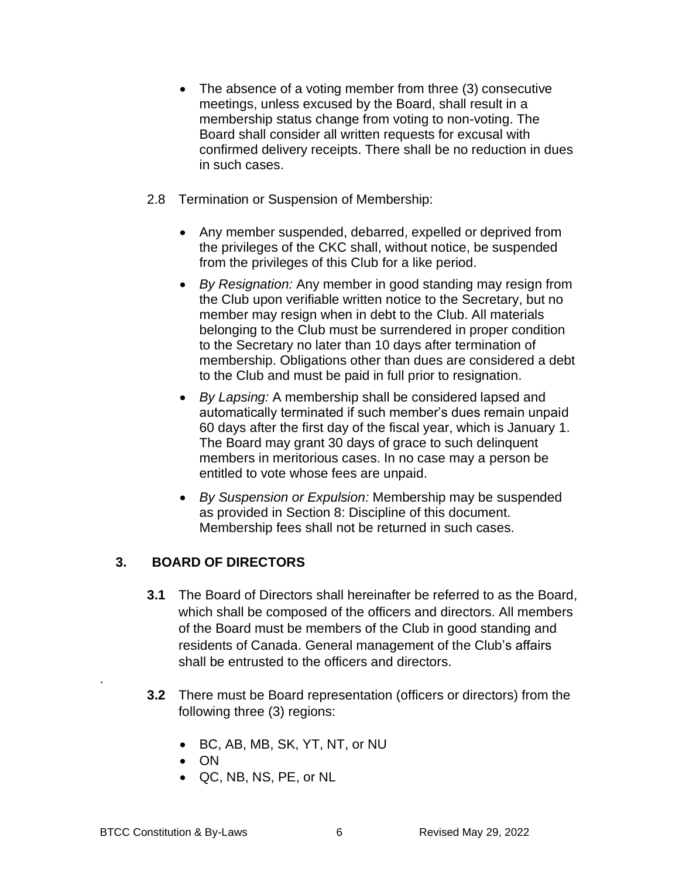- The absence of a voting member from three (3) consecutive meetings, unless excused by the Board, shall result in a membership status change from voting to non-voting. The Board shall consider all written requests for excusal with confirmed delivery receipts. There shall be no reduction in dues in such cases.

2.8 Termination or Suspension of Membership:

- Any member suspended, debarred, expelled or deprived from the privileges of the CKC shall, without notice, be suspended from the privileges of this Club for a like period.
- *By Resignation:* Any member in good standing may resign from the Club upon verifiable written notice to the Secretary, but no member may resign when in debt to the Club. All materials belonging to the Club must be surrendered in proper condition to the Secretary no later than 10 days after termination of membership. Obligations other than dues are considered a debt to the Club and must be paid in full prior to resignation.
- *By Lapsing:* A membership shall be considered lapsed and automatically terminated if such member's dues remain unpaid 60 days after the first day of the fiscal year, which is January 1. The Board may grant 30 days of grace to such delinquent members in meritorious cases. In no case may a person be entitled to vote whose fees are unpaid.
- *By Suspension or Expulsion:* Membership may be suspended as provided in Section 8: Discipline of this document. Membership fees shall not be returned in such cases.

## 3. BOARD OF DIRECTORS

**3.1** The Board of Directors shall hereinafter be referred to as the Board, which shall be composed of the officers and directors. All members of the Board must be members of the Club in good standing and residents of Canada. General management of the Club's affairs shall be entrusted to the officers and directors.

**3.2** There must be Board representation (officers or directors) from the following three (3) regions:

- BC, AB, MB, SK, YT, NT, or NU
- ON
- QC, NB, NS, PE, or NL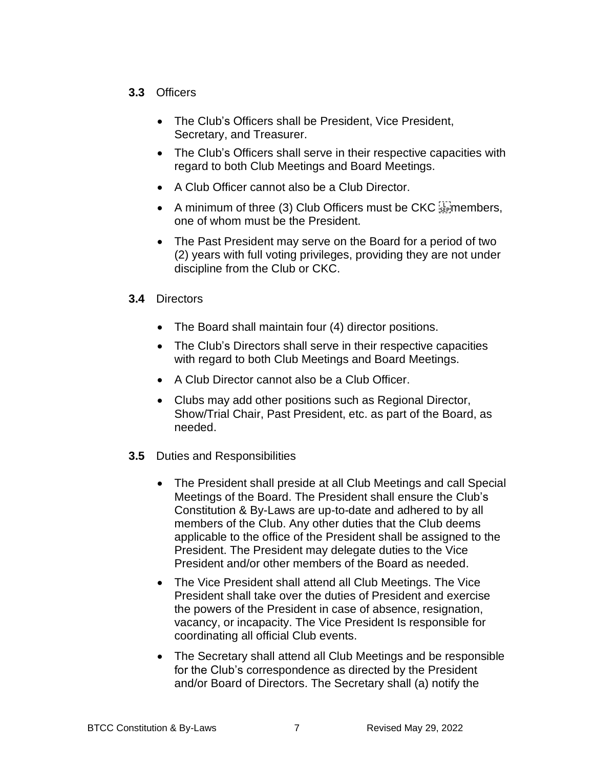**3.3** Officers

- The Club's Officers shall be President, Vice President, Secretary, and Treasurer.
- The Club's Officers shall serve in their respective capacities with regard to both Club Meetings and Board Meetings.
- A Club Officer cannot also be a Club Director.
- A minimum of three (3) Club Officers must be CKC members, one of whom must be the President.
- The Past President may serve on the Board for a period of two (2) years with full voting privileges, providing they are not under discipline from the Club or CKC.

**3.4** Directors

- The Board shall maintain four (4) director positions.
- The Club's Directors shall serve in their respective capacities with regard to both Club Meetings and Board Meetings.
- A Club Director cannot also be a Club Officer.
- Clubs may add other positions such as Regional Director, Show/Trial Chair, Past President, etc. as part of the Board, as needed.

**3.5** Duties and Responsibilities

- The President shall preside at all Club Meetings and call Special Meetings of the Board. The President shall ensure the Club's Constitution & By-Laws are up-to-date and adhered to by all members of the Club. Any other duties that the Club deems applicable to the office of the President shall be assigned to the President. The President may delegate duties to the Vice President and/or other members of the Board as needed.
- The Vice President shall attend all Club Meetings. The Vice President shall take over the duties of President and exercise the powers of the President in case of absence, resignation, vacancy, or incapacity. The Vice President Is responsible for coordinating all official Club events.
- The Secretary shall attend all Club Meetings and be responsible for the Club's correspondence as directed by the President and/or Board of Directors. The Secretary shall (a) notify the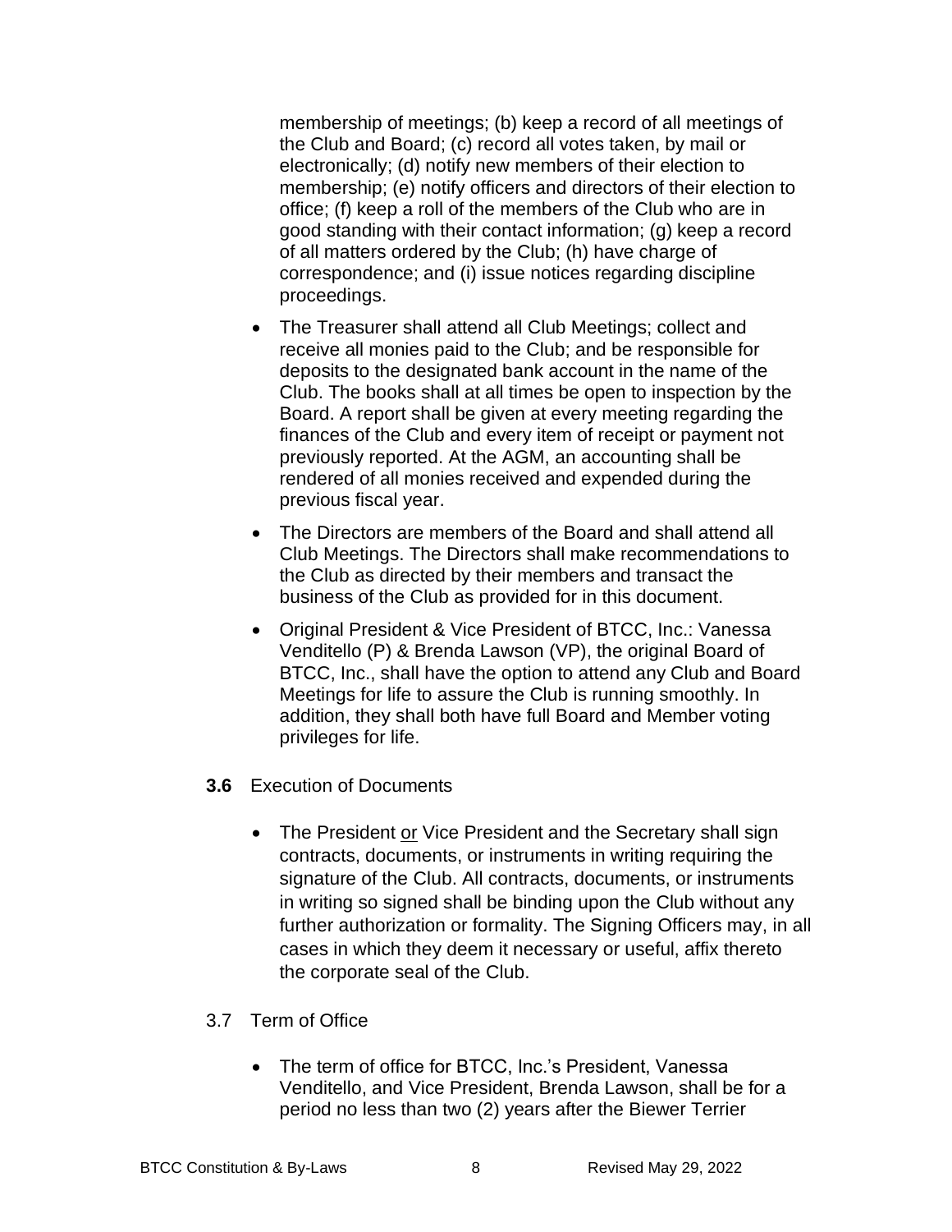membership of meetings; (b) keep a record of all meetings of the Club and Board; (c) record all votes taken, by mail or electronically; (d) notify new members of their election to membership; (e) notify officers and directors of their election to office; (f) keep a roll of the members of the Club who are in good standing with their contact information; (g) keep a record of all matters ordered by the Club; (h) have charge of correspondence; and (i) issue notices regarding discipline proceedings.

- The Treasurer shall attend all Club Meetings; collect and receive all monies paid to the Club; and be responsible for deposits to the designated bank account in the name of the Club. The books shall at all times be open to inspection by the Board. A report shall be given at every meeting regarding the finances of the Club and every item of receipt or payment not previously reported. At the AGM, an accounting shall be rendered of all monies received and expended during the previous fiscal year.
- The Directors are members of the Board and shall attend all Club Meetings. The Directors shall make recommendations to the Club as directed by their members and transact the business of the Club as provided for in this document.
- Original President & Vice President of BTCC, Inc.: Vanessa Venditello (P) & Brenda Lawson (VP), the original Board of BTCC, Inc., shall have the option to attend any Club and Board Meetings for life to assure the Club is running smoothly. In addition, they shall both have full Board and Member voting privileges for life.

**3.6** Execution of Documents

- The President <u>or</u> Vice President and the Secretary shall sign contracts, documents, or instruments in writing requiring the signature of the Club. All contracts, documents, or instruments in writing so signed shall be binding upon the Club without any further authorization or formality. The Signing Officers may, in all cases in which they deem it necessary or useful, affix thereto the corporate seal of the Club.

3.7 Term of Office

- The term of office for BTCC, Inc.'s President, Vanessa Venditello, and Vice President, Brenda Lawson, shall be for a period no less than two (2) years after the Biewer Terrier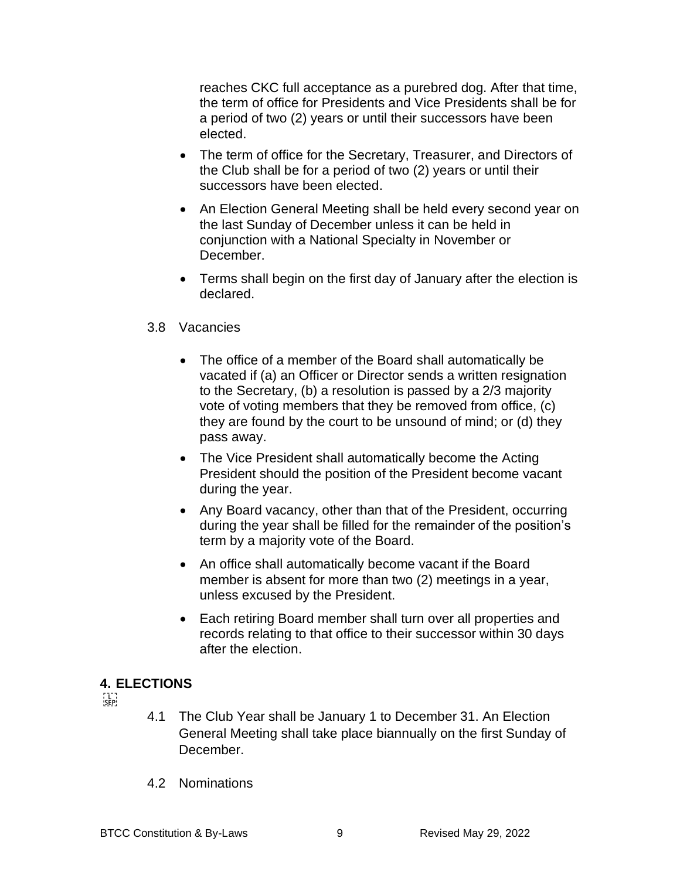reaches CKC full acceptance as a purebred dog. After that time, the term of office for Presidents and Vice Presidents shall be for a period of two (2) years or until their successors have been elected.

- The term of office for the Secretary, Treasurer, and Directors of the Club shall be for a period of two (2) years or until their successors have been elected.
- An Election General Meeting shall be held every second year on the last Sunday of December unless it can be held in conjunction with a National Specialty in November or December.
- Terms shall begin on the first day of January after the election is declared.

3.8 Vacancies

- The office of a member of the Board shall automatically be vacated if (a) an Officer or Director sends a written resignation to the Secretary, (b) a resolution is passed by a 2/3 majority vote of voting members that they be removed from office, (c) they are found by the court to be unsound of mind; or (d) they pass away.
- The Vice President shall automatically become the Acting President should the position of the President become vacant during the year.
- Any Board vacancy, other than that of the President, occurring during the year shall be filled for the remainder of the position's term by a majority vote of the Board.
- An office shall automatically become vacant if the Board member is absent for more than two (2) meetings in a year, unless excused by the President.
- Each retiring Board member shall turn over all properties and records relating to that office to their successor within 30 days after the election.

## 4. ELECTIONS

4.1 The Club Year shall be January 1 to December 31. An Election General Meeting shall take place biannually on the first Sunday of December.

4.2 Nominations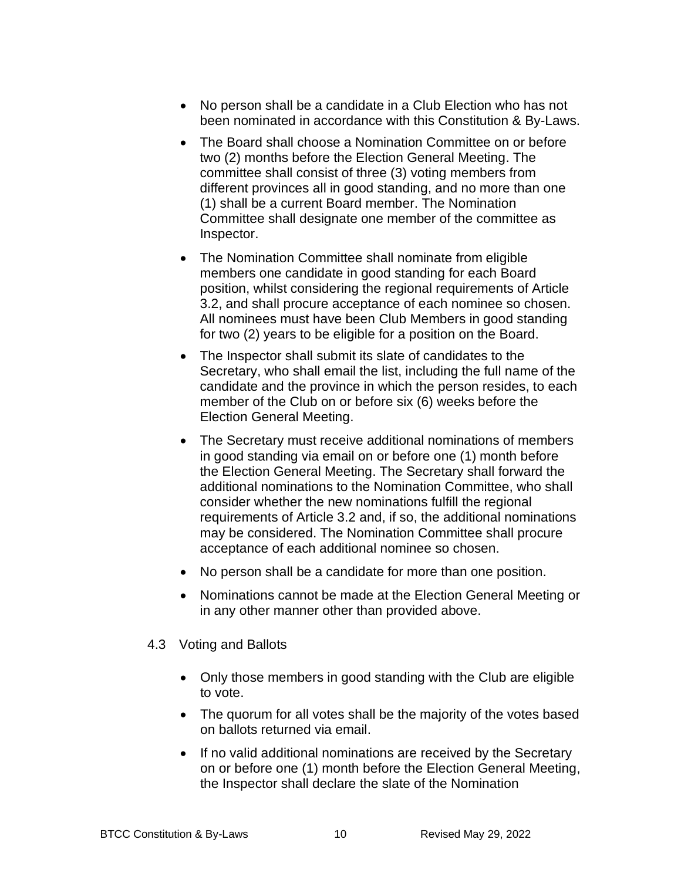- No person shall be a candidate in a Club Election who has not been nominated in accordance with this Constitution & By-Laws.
- The Board shall choose a Nomination Committee on or before two (2) months before the Election General Meeting. The committee shall consist of three (3) voting members from different provinces all in good standing, and no more than one (1) shall be a current Board member. The Nomination Committee shall designate one member of the committee as Inspector.
- The Nomination Committee shall nominate from eligible members one candidate in good standing for each Board position, whilst considering the regional requirements of Article 3.2, and shall procure acceptance of each nominee so chosen. All nominees must have been Club Members in good standing for two (2) years to be eligible for a position on the Board.
- The Inspector shall submit its slate of candidates to the Secretary, who shall email the list, including the full name of the candidate and the province in which the person resides, to each member of the Club on or before six (6) weeks before the Election General Meeting.
- The Secretary must receive additional nominations of members in good standing via email on or before one (1) month before the Election General Meeting. The Secretary shall forward the additional nominations to the Nomination Committee, who shall consider whether the new nominations fulfill the regional requirements of Article 3.2 and, if so, the additional nominations may be considered. The Nomination Committee shall procure acceptance of each additional nominee so chosen.
- No person shall be a candidate for more than one position.
- Nominations cannot be made at the Election General Meeting or in any other manner other than provided above.

4.3 Voting and Ballots

- Only those members in good standing with the Club are eligible to vote.
- The quorum for all votes shall be the majority of the votes based on ballots returned via email.
- If no valid additional nominations are received by the Secretary on or before one (1) month before the Election General Meeting, the Inspector shall declare the slate of the Nomination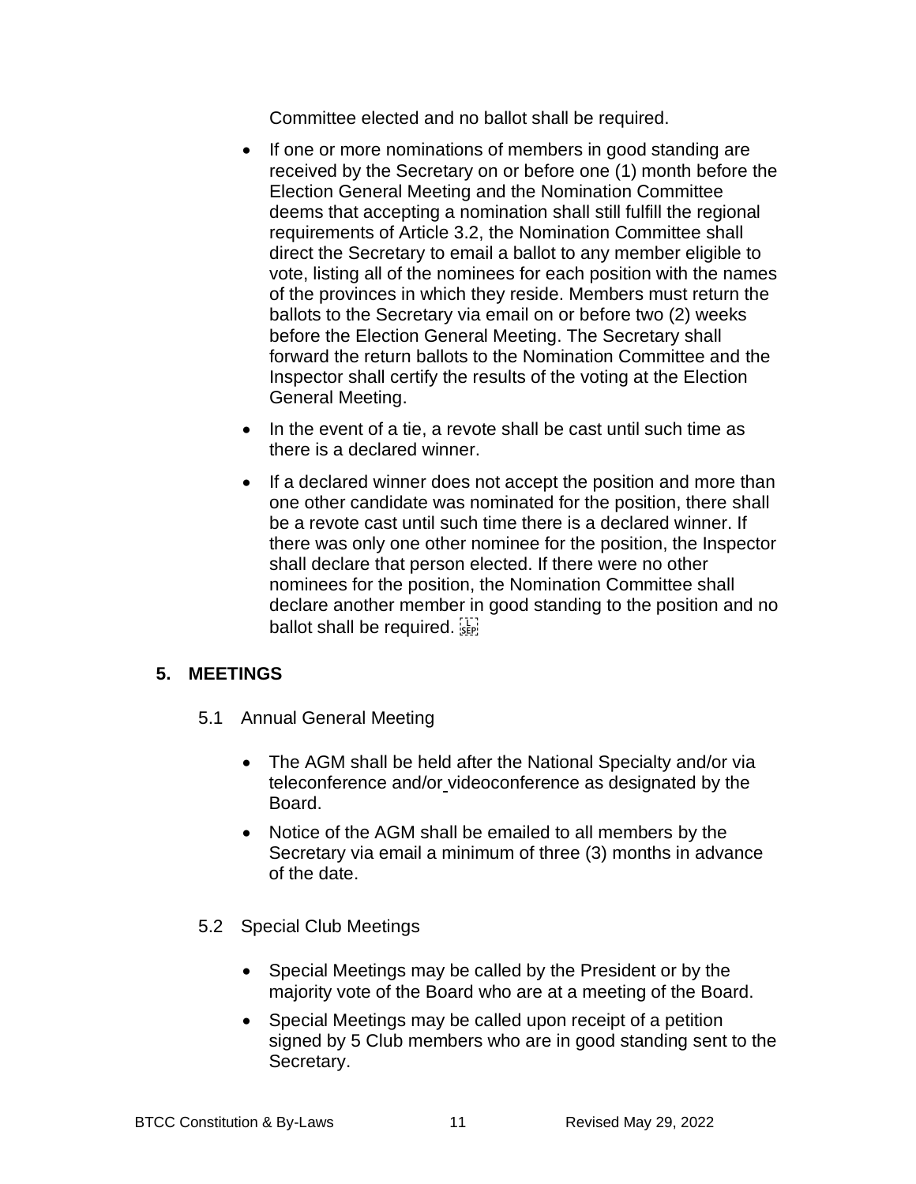Committee elected and no ballot shall be required.

- If one or more nominations of members in good standing are received by the Secretary on or before one (1) month before the Election General Meeting and the Nomination Committee deems that accepting a nomination shall still fulfill the regional requirements of Article 3.2, the Nomination Committee shall direct the Secretary to email a ballot to any member eligible to vote, listing all of the nominees for each position with the names of the provinces in which they reside. Members must return the ballots to the Secretary via email on or before two (2) weeks before the Election General Meeting. The Secretary shall forward the return ballots to the Nomination Committee and the Inspector shall certify the results of the voting at the Election General Meeting.
- In the event of a tie, a revote shall be cast until such time as there is a declared winner.
- If a declared winner does not accept the position and more than one other candidate was nominated for the position, there shall be a revote cast until such time there is a declared winner. If there was only one other nominee for the position, the Inspector shall declare that person elected. If there were no other nominees for the position, the Nomination Committee shall declare another member in good standing to the position and no ballot shall be required.

## 5. MEETINGS

### 5.1 Annual General Meeting

- The AGM shall be held after the National Specialty and/or via teleconference and/or videoconference as designated by the Board.
- Notice of the AGM shall be emailed to all members by the Secretary via email a minimum of three (3) months in advance of the date.

### 5.2 Special Club Meetings

- Special Meetings may be called by the President or by the majority vote of the Board who are at a meeting of the Board.
- Special Meetings may be called upon receipt of a petition signed by 5 Club members who are in good standing sent to the Secretary.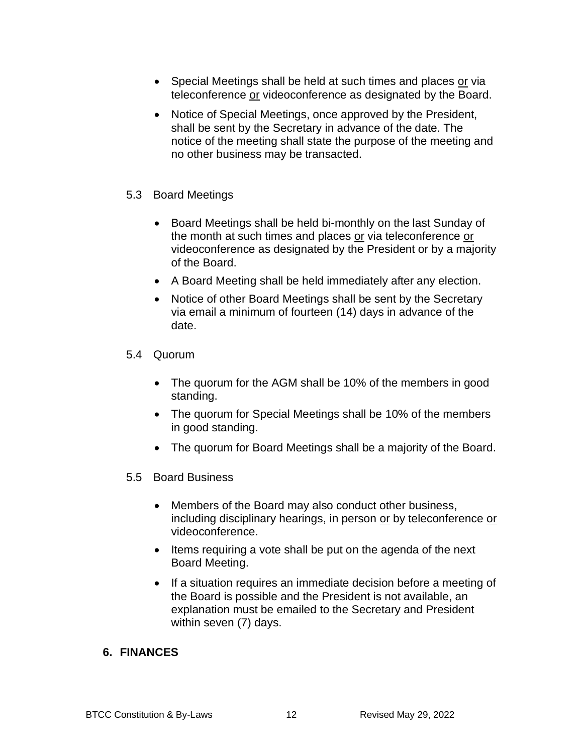- Special Meetings shall be held at such times and places <u>or</u> via teleconference <u>or</u> videoconference as designated by the Board.
- Notice of Special Meetings, once approved by the President, shall be sent by the Secretary in advance of the date. The notice of the meeting shall state the purpose of the meeting and no other business may be transacted.

### 5.3 Board Meetings

- Board Meetings shall be held bi-monthly on the last Sunday of the month at such times and places <u>or</u> via teleconference <u>or</u> videoconference as designated by the President or by a majority of the Board.
- A Board Meeting shall be held immediately after any election.
- Notice of other Board Meetings shall be sent by the Secretary via email a minimum of fourteen (14) days in advance of the date.

### 5.4 Quorum

- The quorum for the AGM shall be 10% of the members in good standing.
- The quorum for Special Meetings shall be 10% of the members in good standing.
- The quorum for Board Meetings shall be a majority of the Board.

### 5.5 Board Business

- Members of the Board may also conduct other business, including disciplinary hearings, in person <u>or</u> by teleconference <u>or</u> videoconference.
- Items requiring a vote shall be put on the agenda of the next Board Meeting.
- If a situation requires an immediate decision before a meeting of the Board is possible and the President is not available, an explanation must be emailed to the Secretary and President within seven (7) days.

## 6. FINANCES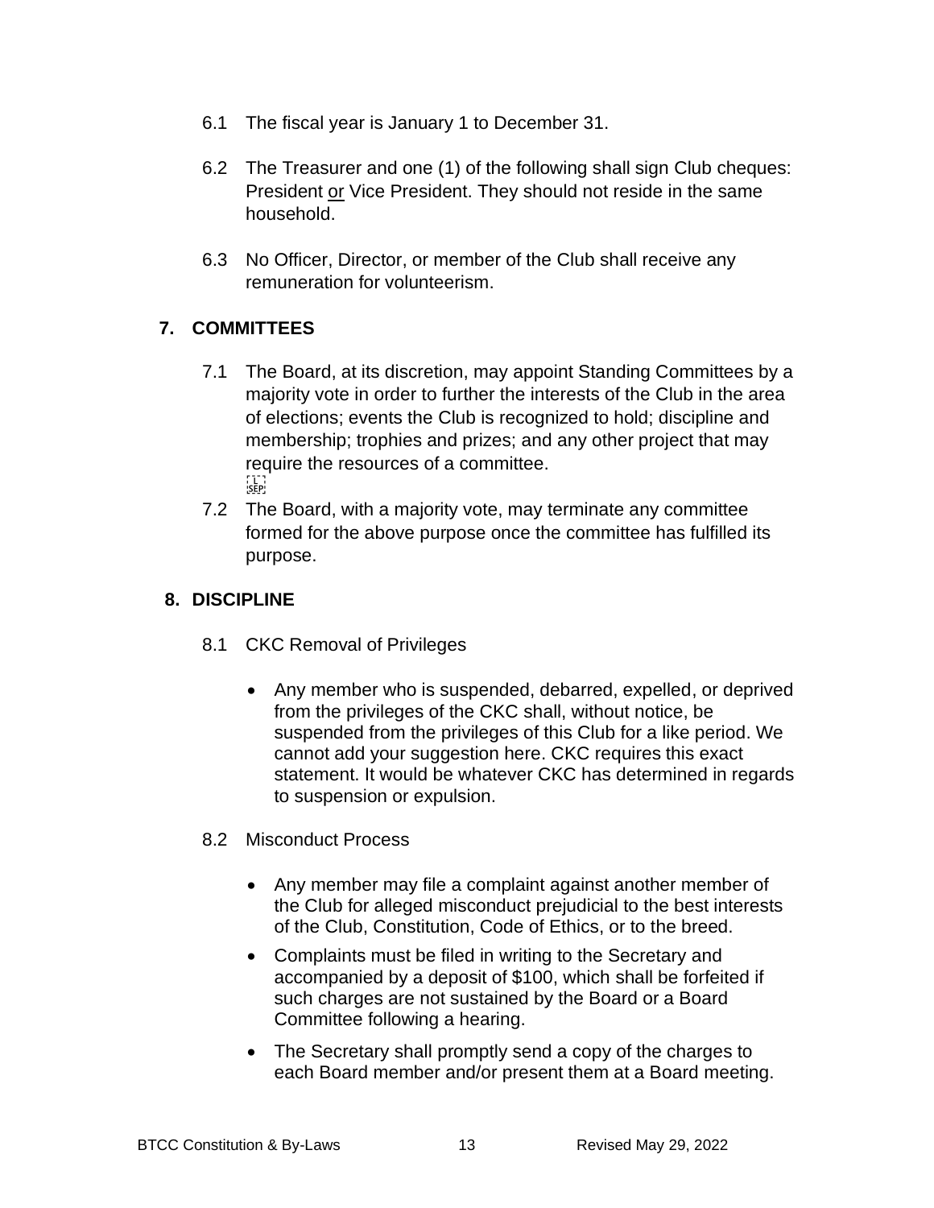6.1 The fiscal year is January 1 to December 31.

6.2 The Treasurer and one (1) of the following shall sign Club cheques: President <u>or</u> Vice President. They should not reside in the same household.

6.3 No Officer, Director, or member of the Club shall receive any remuneration for volunteerism.

## 7. COMMITTEES

7.1 The Board, at its discretion, may appoint Standing Committees by a majority vote in order to further the interests of the Club in the area of elections; events the Club is recognized to hold; discipline and membership; trophies and prizes; and any other project that may require the resources of a committee.

7.2 The Board, with a majority vote, may terminate any committee formed for the above purpose once the committee has fulfilled its purpose.

## 8. DISCIPLINE

8.1 CKC Removal of Privileges

- Any member who is suspended, debarred, expelled, or deprived from the privileges of the CKC shall, without notice, be suspended from the privileges of this Club for a like period. We cannot add your suggestion here. CKC requires this exact statement. It would be whatever CKC has determined in regards to suspension or expulsion.

8.2 Misconduct Process

- Any member may file a complaint against another member of the Club for alleged misconduct prejudicial to the best interests of the Club, Constitution, Code of Ethics, or to the breed.
- Complaints must be filed in writing to the Secretary and accompanied by a deposit of $100, which shall be forfeited if such charges are not sustained by the Board or a Board Committee following a hearing.
- The Secretary shall promptly send a copy of the charges to each Board member and/or present them at a Board meeting.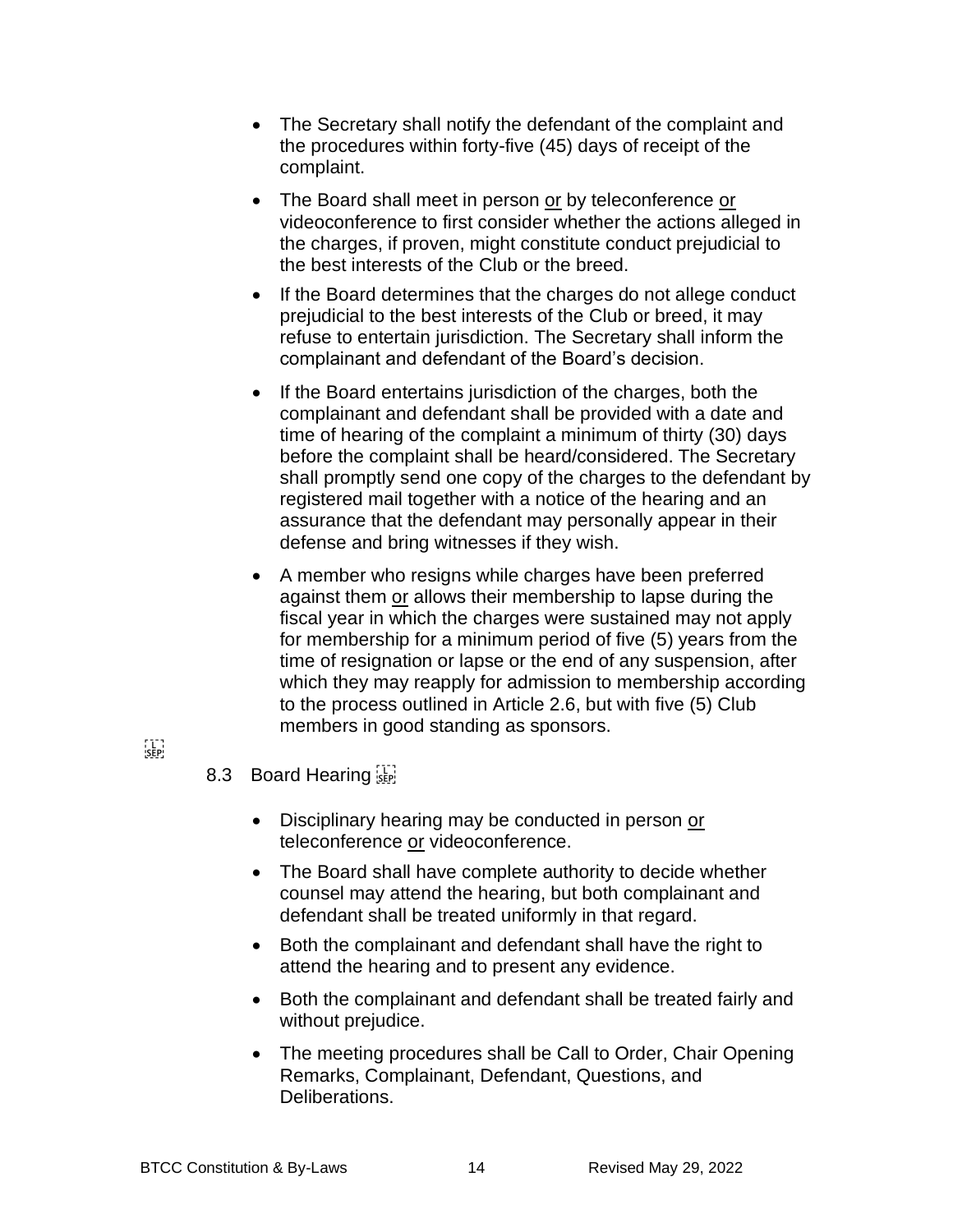- The Secretary shall notify the defendant of the complaint and the procedures within forty-five (45) days of receipt of the complaint.
- The Board shall meet in person <u>or</u> by teleconference <u>or</u> videoconference to first consider whether the actions alleged in the charges, if proven, might constitute conduct prejudicial to the best interests of the Club or the breed.
- If the Board determines that the charges do not allege conduct prejudicial to the best interests of the Club or breed, it may refuse to entertain jurisdiction. The Secretary shall inform the complainant and defendant of the Board's decision.
- If the Board entertains jurisdiction of the charges, both the complainant and defendant shall be provided with a date and time of hearing of the complaint a minimum of thirty (30) days before the complaint shall be heard/considered. The Secretary shall promptly send one copy of the charges to the defendant by registered mail together with a notice of the hearing and an assurance that the defendant may personally appear in their defense and bring witnesses if they wish.
- A member who resigns while charges have been preferred against them <u>or</u> allows their membership to lapse during the fiscal year in which the charges were sustained may not apply for membership for a minimum period of five (5) years from the time of resignation or lapse or the end of any suspension, after which they may reapply for admission to membership according to the process outlined in Article 2.6, but with five (5) Club members in good standing as sponsors.

### 8.3 Board Hearing

- Disciplinary hearing may be conducted in person <u>or</u> teleconference <u>or</u> videoconference.
- The Board shall have complete authority to decide whether counsel may attend the hearing, but both complainant and defendant shall be treated uniformly in that regard.
- Both the complainant and defendant shall have the right to attend the hearing and to present any evidence.
- Both the complainant and defendant shall be treated fairly and without prejudice.
- The meeting procedures shall be Call to Order, Chair Opening Remarks, Complainant, Defendant, Questions, and Deliberations.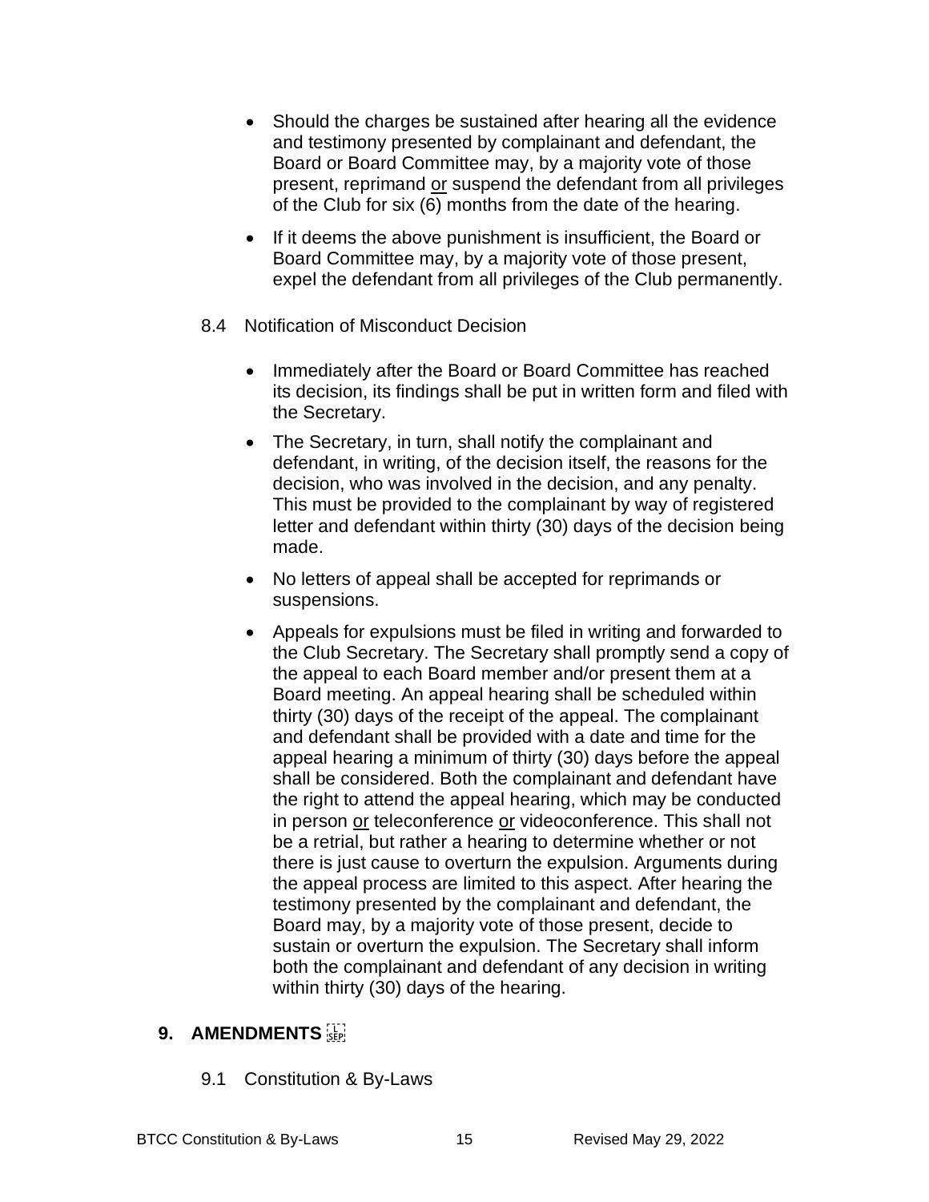- Should the charges be sustained after hearing all the evidence and testimony presented by complainant and defendant, the Board or Board Committee may, by a majority vote of those present, reprimand <u>or</u> suspend the defendant from all privileges of the Club for six (6) months from the date of the hearing.
- If it deems the above punishment is insufficient, the Board or Board Committee may, by a majority vote of those present, expel the defendant from all privileges of the Club permanently.

8.4 Notification of Misconduct Decision

- Immediately after the Board or Board Committee has reached its decision, its findings shall be put in written form and filed with the Secretary.
- The Secretary, in turn, shall notify the complainant and defendant, in writing, of the decision itself, the reasons for the decision, who was involved in the decision, and any penalty. This must be provided to the complainant by way of registered letter and defendant within thirty (30) days of the decision being made.
- No letters of appeal shall be accepted for reprimands or suspensions.
- Appeals for expulsions must be filed in writing and forwarded to the Club Secretary. The Secretary shall promptly send a copy of the appeal to each Board member and/or present them at a Board meeting. An appeal hearing shall be scheduled within thirty (30) days of the receipt of the appeal. The complainant and defendant shall be provided with a date and time for the appeal hearing a minimum of thirty (30) days before the appeal shall be considered. Both the complainant and defendant have the right to attend the appeal hearing, which may be conducted in person <u>or</u> teleconference <u>or</u> videoconference. This shall not be a retrial, but rather a hearing to determine whether or not there is just cause to overturn the expulsion. Arguments during the appeal process are limited to this aspect. After hearing the testimony presented by the complainant and defendant, the Board may, by a majority vote of those present, decide to sustain or overturn the expulsion. The Secretary shall inform both the complainant and defendant of any decision in writing within thirty (30) days of the hearing.

## 9. AMENDMENTS

9.1 Constitution & By-Laws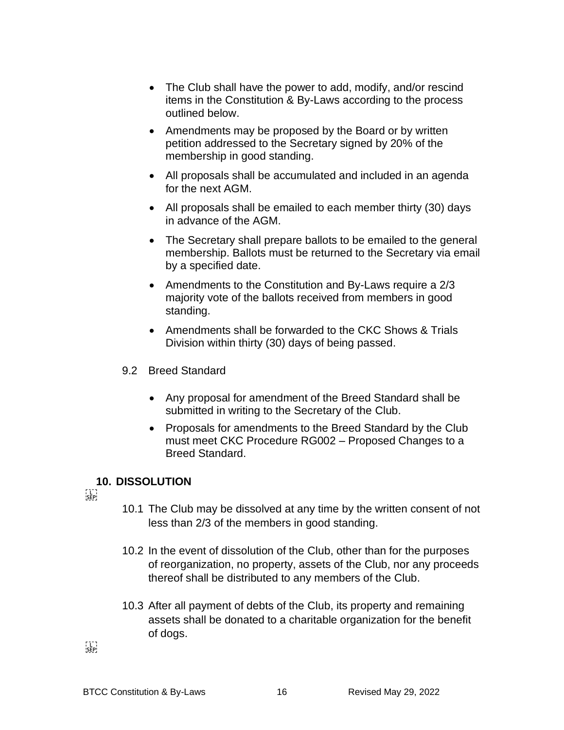- The Club shall have the power to add, modify, and/or rescind items in the Constitution & By-Laws according to the process outlined below.
- Amendments may be proposed by the Board or by written petition addressed to the Secretary signed by 20% of the membership in good standing.
- All proposals shall be accumulated and included in an agenda for the next AGM.
- All proposals shall be emailed to each member thirty (30) days in advance of the AGM.
- The Secretary shall prepare ballots to be emailed to the general membership. Ballots must be returned to the Secretary via email by a specified date.
- Amendments to the Constitution and By-Laws require a 2/3 majority vote of the ballots received from members in good standing.
- Amendments shall be forwarded to the CKC Shows & Trials Division within thirty (30) days of being passed.

9.2 Breed Standard

- Any proposal for amendment of the Breed Standard shall be submitted in writing to the Secretary of the Club.
- Proposals for amendments to the Breed Standard by the Club must meet CKC Procedure RG002 – Proposed Changes to a Breed Standard.

## 10. DISSOLUTION

10.1 The Club may be dissolved at any time by the written consent of not less than 2/3 of the members in good standing.

10.2 In the event of dissolution of the Club, other than for the purposes of reorganization, no property, assets of the Club, nor any proceeds thereof shall be distributed to any members of the Club.

10.3 After all payment of debts of the Club, its property and remaining assets shall be donated to a charitable organization for the benefit of dogs.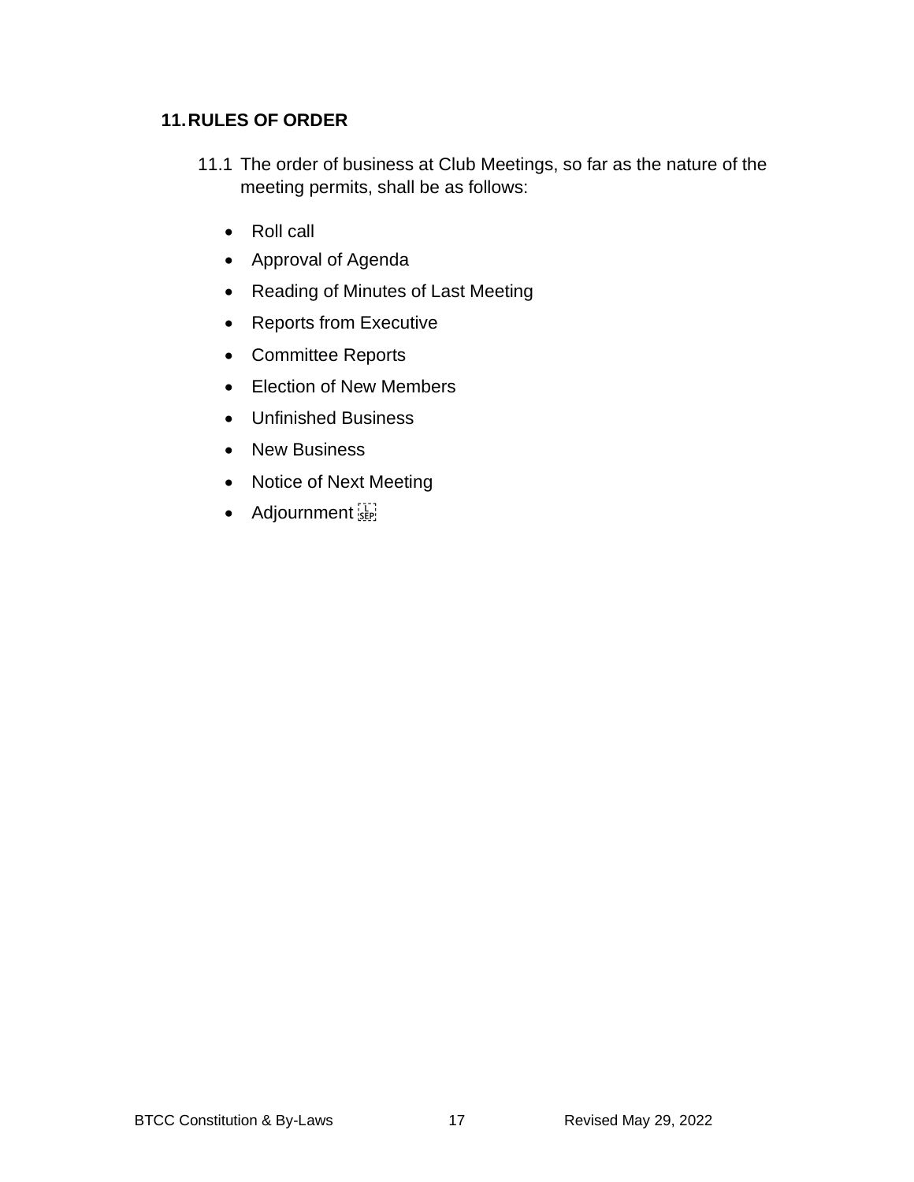## 11. RULES OF ORDER

11.1 The order of business at Club Meetings, so far as the nature of the meeting permits, shall be as follows:

- Roll call
- Approval of Agenda
- Reading of Minutes of Last Meeting
- Reports from Executive
- Committee Reports
- Election of New Members
- Unfinished Business
- New Business
- Notice of Next Meeting
- Adjournment